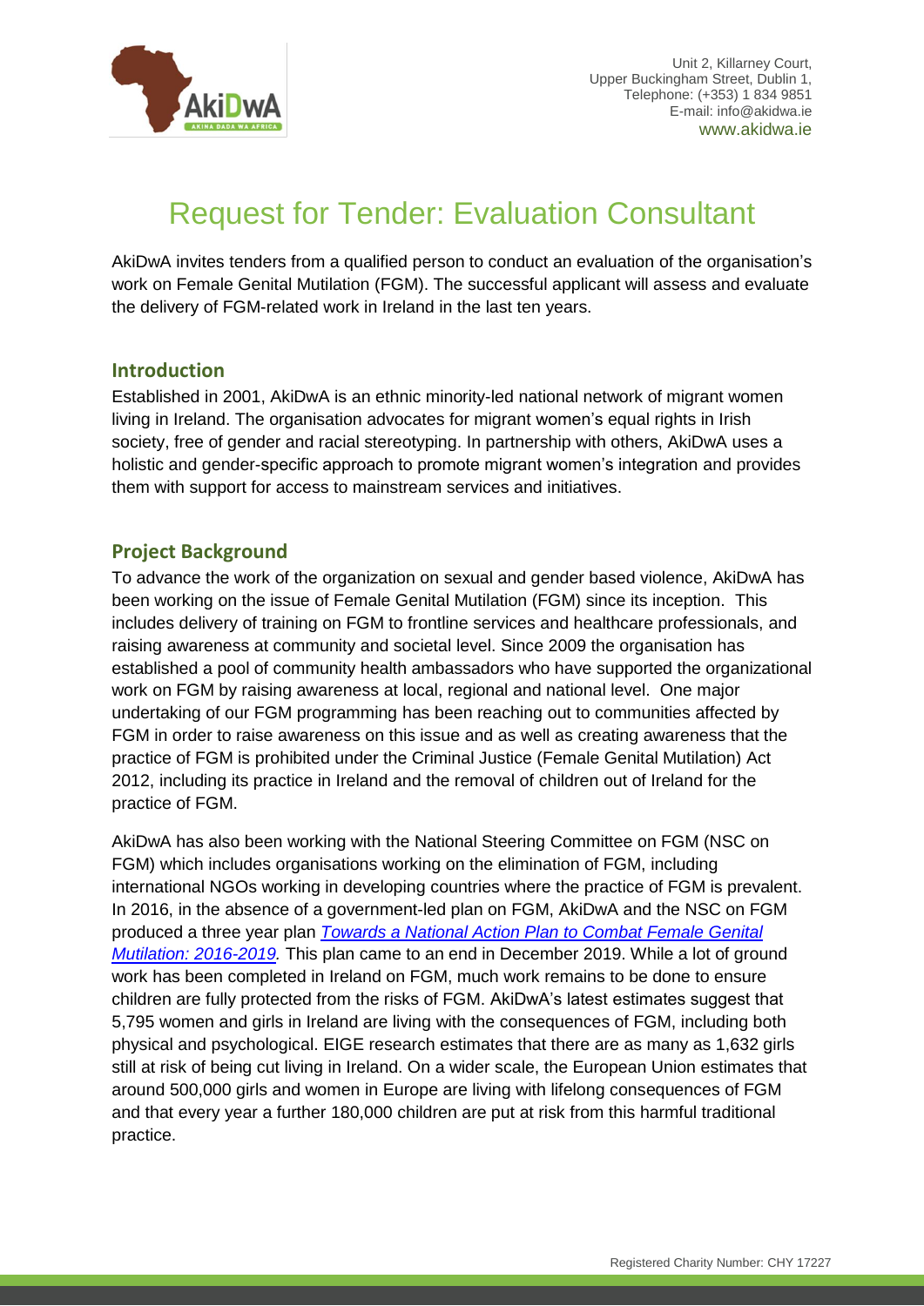Unit 2, Killarney Court,
Upper Buckingham Street, Dublin 1,
Telephone: (+353) 1 834 9851
E-mail: info@akidwa.ie
www.akidwa.ie

# Request for Tender: Evaluation Consultant

AkiDwA invites tenders from a qualified person to conduct an evaluation of the organisation's work on Female Genital Mutilation (FGM). The successful applicant will assess and evaluate the delivery of FGM-related work in Ireland in the last ten years.

## Introduction

Established in 2001, AkiDwA is an ethnic minority-led national network of migrant women living in Ireland. The organisation advocates for migrant women's equal rights in Irish society, free of gender and racial stereotyping. In partnership with others, AkiDwA uses a holistic and gender-specific approach to promote migrant women's integration and provides them with support for access to mainstream services and initiatives.

## Project Background

To advance the work of the organization on sexual and gender based violence, AkiDwA has been working on the issue of Female Genital Mutilation (FGM) since its inception. This includes delivery of training on FGM to frontline services and healthcare professionals, and raising awareness at community and societal level. Since 2009 the organisation has established a pool of community health ambassadors who have supported the organizational work on FGM by raising awareness at local, regional and national level. One major undertaking of our FGM programming has been reaching out to communities affected by FGM in order to raise awareness on this issue and as well as creating awareness that the practice of FGM is prohibited under the Criminal Justice (Female Genital Mutilation) Act 2012, including its practice in Ireland and the removal of children out of Ireland for the practice of FGM.

AkiDwA has also been working with the National Steering Committee on FGM (NSC on FGM) which includes organisations working on the elimination of FGM, including international NGOs working in developing countries where the practice of FGM is prevalent. In 2016, in the absence of a government-led plan on FGM, AkiDwA and the NSC on FGM produced a three year plan *Towards a National Action Plan to Combat Female Genital Mutilation: 2016-2019.* This plan came to an end in December 2019. While a lot of ground work has been completed in Ireland on FGM, much work remains to be done to ensure children are fully protected from the risks of FGM. AkiDwA's latest estimates suggest that 5,795 women and girls in Ireland are living with the consequences of FGM, including both physical and psychological. EIGE research estimates that there are as many as 1,632 girls still at risk of being cut living in Ireland. On a wider scale, the European Union estimates that around 500,000 girls and women in Europe are living with lifelong consequences of FGM and that every year a further 180,000 children are put at risk from this harmful traditional practice.

Registered Charity Number: CHY 17227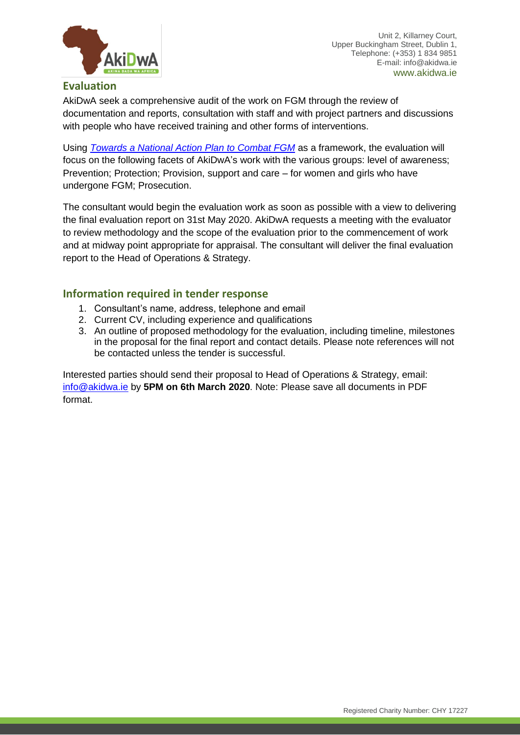## Evaluation

AkiDwA seek a comprehensive audit of the work on FGM through the review of documentation and reports, consultation with staff and with project partners and discussions with people who have received training and other forms of interventions.

Using *Towards a National Action Plan to Combat FGM* as a framework, the evaluation will focus on the following facets of AkiDwA's work with the various groups: level of awareness; Prevention; Protection; Provision, support and care – for women and girls who have undergone FGM; Prosecution.

The consultant would begin the evaluation work as soon as possible with a view to delivering the final evaluation report on 31st May 2020. AkiDwA requests a meeting with the evaluator to review methodology and the scope of the evaluation prior to the commencement of work and at midway point appropriate for appraisal. The consultant will deliver the final evaluation report to the Head of Operations & Strategy.

## Information required in tender response

1. Consultant's name, address, telephone and email
2. Current CV, including experience and qualifications
3. An outline of proposed methodology for the evaluation, including timeline, milestones in the proposal for the final report and contact details. Please note references will not be contacted unless the tender is successful.

Interested parties should send their proposal to Head of Operations & Strategy, email: info@akidwa.ie by **5PM on 6th March 2020**. Note: Please save all documents in PDF format.